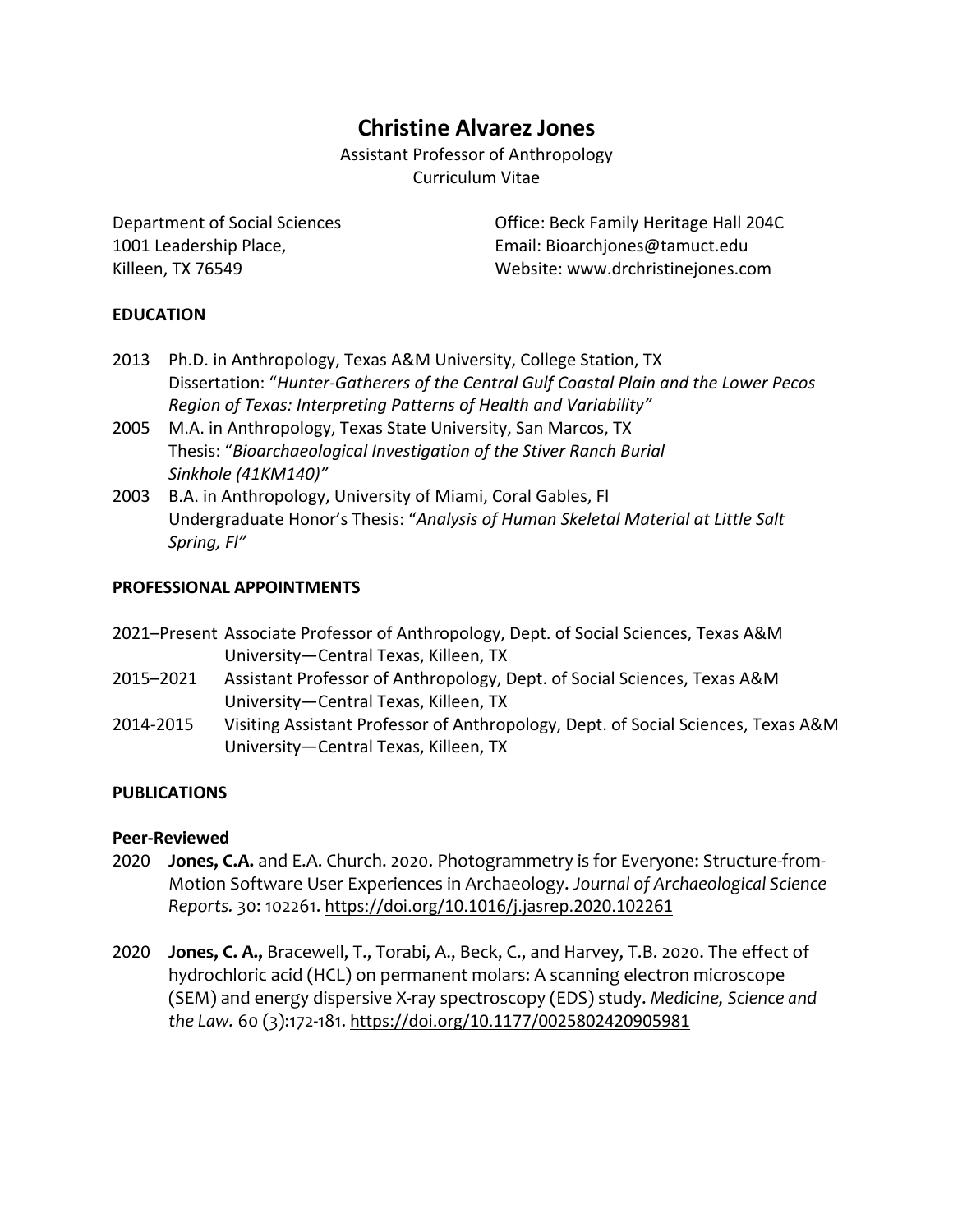# Christine Alvarez Jones

Assistant Professor of Anthropology
Curriculum Vitae

Department of Social Sciences
1001 Leadership Place,
Killeen, TX 76549

Office: Beck Family Heritage Hall 204C
Email: Bioarchjones@tamuct.edu
Website: www.drchristinejones.com

## EDUCATION

2013 Ph.D. in Anthropology, Texas A&M University, College Station, TX
Dissertation: "*Hunter-Gatherers of the Central Gulf Coastal Plain and the Lower Pecos Region of Texas: Interpreting Patterns of Health and Variability"*

2005 M.A. in Anthropology, Texas State University, San Marcos, TX
Thesis: "*Bioarchaeological Investigation of the Stiver Ranch Burial Sinkhole (41KM140)"*

2003 B.A. in Anthropology, University of Miami, Coral Gables, Fl
Undergraduate Honor's Thesis: "*Analysis of Human Skeletal Material at Little Salt Spring, Fl"*

## PROFESSIONAL APPOINTMENTS

2021–Present Associate Professor of Anthropology, Dept. of Social Sciences, Texas A&M University—Central Texas, Killeen, TX

2015–2021 Assistant Professor of Anthropology, Dept. of Social Sciences, Texas A&M University—Central Texas, Killeen, TX

2014-2015 Visiting Assistant Professor of Anthropology, Dept. of Social Sciences, Texas A&M University—Central Texas, Killeen, TX

## PUBLICATIONS

### Peer-Reviewed

2020 **Jones, C.A.** and E.A. Church. 2020. Photogrammetry is for Everyone: Structure-from-Motion Software User Experiences in Archaeology. *Journal of Archaeological Science Reports.* 30: 102261. https://doi.org/10.1016/j.jasrep.2020.102261

2020 **Jones, C. A.,** Bracewell, T., Torabi, A., Beck, C., and Harvey, T.B. 2020. The effect of hydrochloric acid (HCL) on permanent molars: A scanning electron microscope (SEM) and energy dispersive X-ray spectroscopy (EDS) study. *Medicine, Science and the Law.* 60 (3):172-181. https://doi.org/10.1177/0025802420905981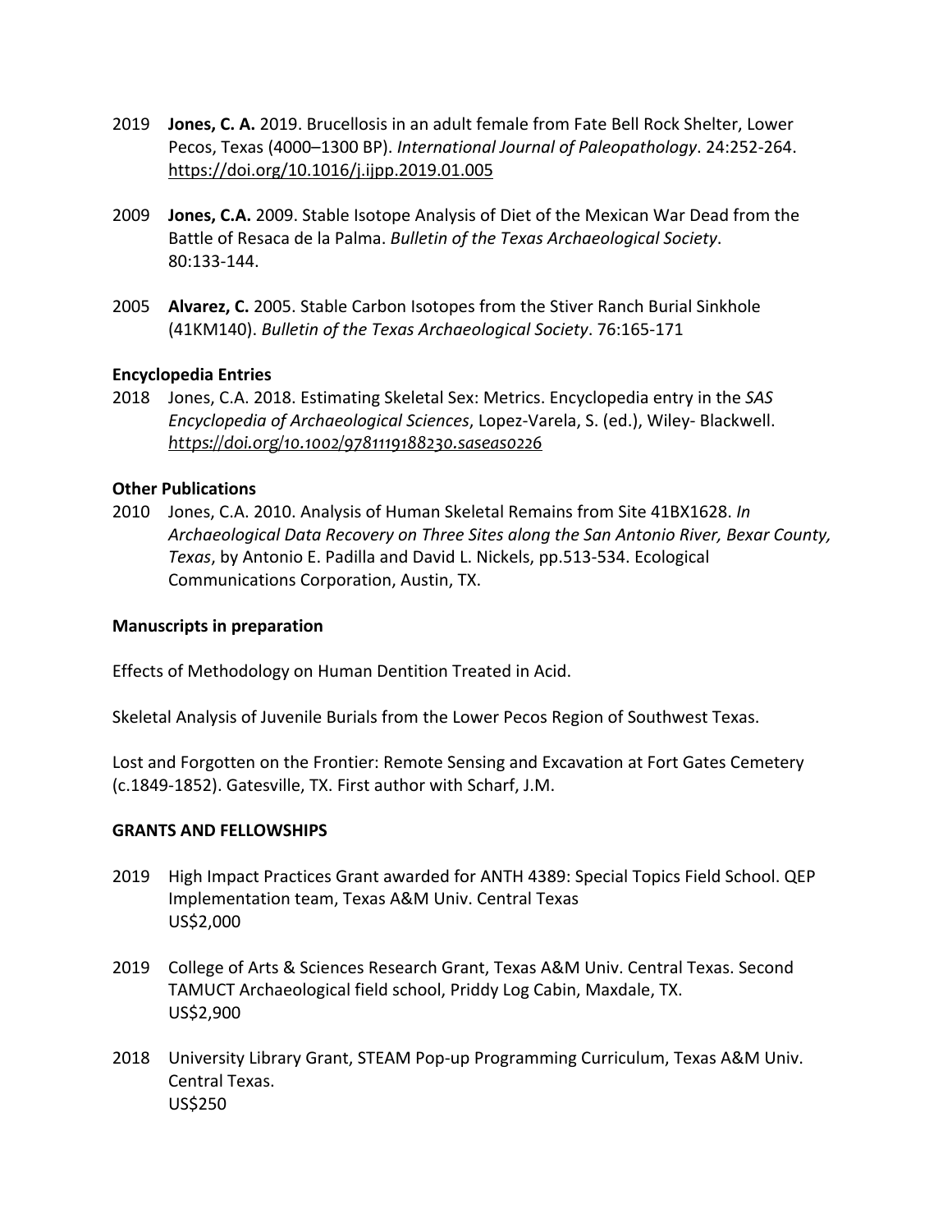2019 **Jones, C. A.** 2019. Brucellosis in an adult female from Fate Bell Rock Shelter, Lower Pecos, Texas (4000–1300 BP). *International Journal of Paleopathology*. 24:252-264. https://doi.org/10.1016/j.ijpp.2019.01.005

2009 **Jones, C.A.** 2009. Stable Isotope Analysis of Diet of the Mexican War Dead from the Battle of Resaca de la Palma. *Bulletin of the Texas Archaeological Society*. 80:133-144.

2005 **Alvarez, C.** 2005. Stable Carbon Isotopes from the Stiver Ranch Burial Sinkhole (41KM140). *Bulletin of the Texas Archaeological Society*. 76:165-171

**Encyclopedia Entries**

2018 Jones, C.A. 2018. Estimating Skeletal Sex: Metrics. Encyclopedia entry in the *SAS Encyclopedia of Archaeological Sciences*, Lopez-Varela, S. (ed.), Wiley- Blackwell. *https://doi.org/10.1002/9781119188230.saseas0226*

**Other Publications**

2010 Jones, C.A. 2010. Analysis of Human Skeletal Remains from Site 41BX1628. *In Archaeological Data Recovery on Three Sites along the San Antonio River, Bexar County, Texas*, by Antonio E. Padilla and David L. Nickels, pp.513-534. Ecological Communications Corporation, Austin, TX.

**Manuscripts in preparation**

Effects of Methodology on Human Dentition Treated in Acid.

Skeletal Analysis of Juvenile Burials from the Lower Pecos Region of Southwest Texas.

Lost and Forgotten on the Frontier: Remote Sensing and Excavation at Fort Gates Cemetery (c.1849-1852). Gatesville, TX. First author with Scharf, J.M.

**GRANTS AND FELLOWSHIPS**

2019 High Impact Practices Grant awarded for ANTH 4389: Special Topics Field School. QEP Implementation team, Texas A&M Univ. Central Texas
US$2,000

2019 College of Arts & Sciences Research Grant, Texas A&M Univ. Central Texas. Second TAMUCT Archaeological field school, Priddy Log Cabin, Maxdale, TX.
US$2,900

2018 University Library Grant, STEAM Pop-up Programming Curriculum, Texas A&M Univ. Central Texas.
US$250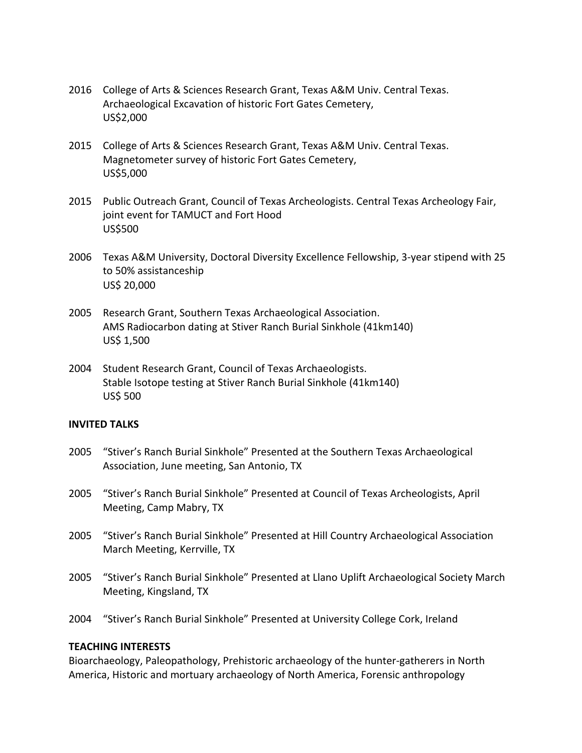2016 College of Arts & Sciences Research Grant, Texas A&M Univ. Central Texas.
Archaeological Excavation of historic Fort Gates Cemetery,
US$2,000

2015 College of Arts & Sciences Research Grant, Texas A&M Univ. Central Texas.
Magnetometer survey of historic Fort Gates Cemetery,
US$5,000

2015 Public Outreach Grant, Council of Texas Archeologists. Central Texas Archeology Fair, joint event for TAMUCT and Fort Hood
US$500

2006 Texas A&M University, Doctoral Diversity Excellence Fellowship, 3-year stipend with 25 to 50% assistanceship
US$ 20,000

2005 Research Grant, Southern Texas Archaeological Association.
AMS Radiocarbon dating at Stiver Ranch Burial Sinkhole (41km140)
US$ 1,500

2004 Student Research Grant, Council of Texas Archaeologists.
Stable Isotope testing at Stiver Ranch Burial Sinkhole (41km140)
US$ 500

**INVITED TALKS**

2005 "Stiver's Ranch Burial Sinkhole" Presented at the Southern Texas Archaeological Association, June meeting, San Antonio, TX

2005 "Stiver's Ranch Burial Sinkhole" Presented at Council of Texas Archeologists, April Meeting, Camp Mabry, TX

2005 "Stiver's Ranch Burial Sinkhole" Presented at Hill Country Archaeological Association March Meeting, Kerrville, TX

2005 "Stiver's Ranch Burial Sinkhole" Presented at Llano Uplift Archaeological Society March Meeting, Kingsland, TX

2004 "Stiver's Ranch Burial Sinkhole" Presented at University College Cork, Ireland

**TEACHING INTERESTS**

Bioarchaeology, Paleopathology, Prehistoric archaeology of the hunter-gatherers in North America, Historic and mortuary archaeology of North America, Forensic anthropology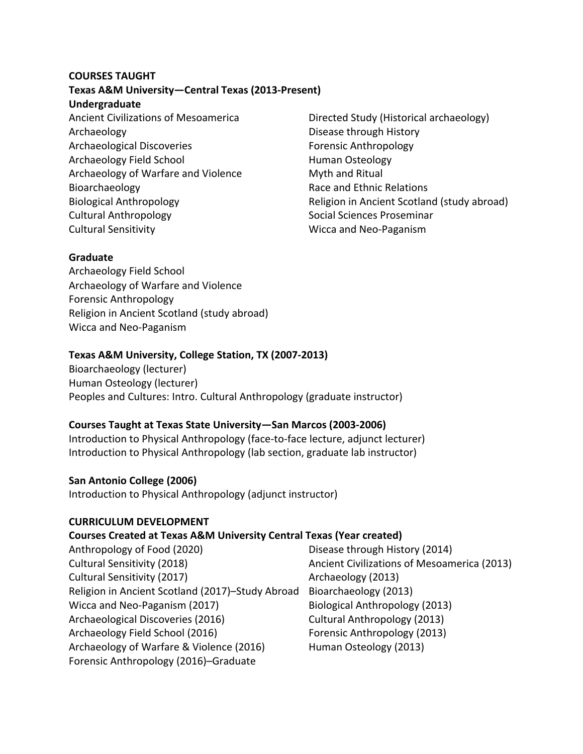## COURSES TAUGHT

### Texas A&M University—Central Texas (2013-Present)

**Undergraduate**

Ancient Civilizations of Mesoamerica
Archaeology
Archaeological Discoveries
Archaeology Field School
Archaeology of Warfare and Violence
Bioarchaeology
Biological Anthropology
Cultural Anthropology
Cultural Sensitivity
Directed Study (Historical archaeology)
Disease through History
Forensic Anthropology
Human Osteology
Myth and Ritual
Race and Ethnic Relations
Religion in Ancient Scotland (study abroad)
Social Sciences Proseminar
Wicca and Neo-Paganism

**Graduate**

Archaeology Field School
Archaeology of Warfare and Violence
Forensic Anthropology
Religion in Ancient Scotland (study abroad)
Wicca and Neo-Paganism

### Texas A&M University, College Station, TX (2007-2013)

Bioarchaeology (lecturer)
Human Osteology (lecturer)
Peoples and Cultures: Intro. Cultural Anthropology (graduate instructor)

### Courses Taught at Texas State University—San Marcos (2003-2006)

Introduction to Physical Anthropology (face-to-face lecture, adjunct lecturer)
Introduction to Physical Anthropology (lab section, graduate lab instructor)

### San Antonio College (2006)

Introduction to Physical Anthropology (adjunct instructor)

## CURRICULUM DEVELOPMENT

### Courses Created at Texas A&M University Central Texas (Year created)

Anthropology of Food (2020)
Cultural Sensitivity (2018)
Cultural Sensitivity (2017)
Religion in Ancient Scotland (2017)–Study Abroad
Wicca and Neo-Paganism (2017)
Archaeological Discoveries (2016)
Archaeology Field School (2016)
Archaeology of Warfare & Violence (2016)
Forensic Anthropology (2016)–Graduate
Disease through History (2014)
Ancient Civilizations of Mesoamerica (2013)
Archaeology (2013)
Bioarchaeology (2013)
Biological Anthropology (2013)
Cultural Anthropology (2013)
Forensic Anthropology (2013)
Human Osteology (2013)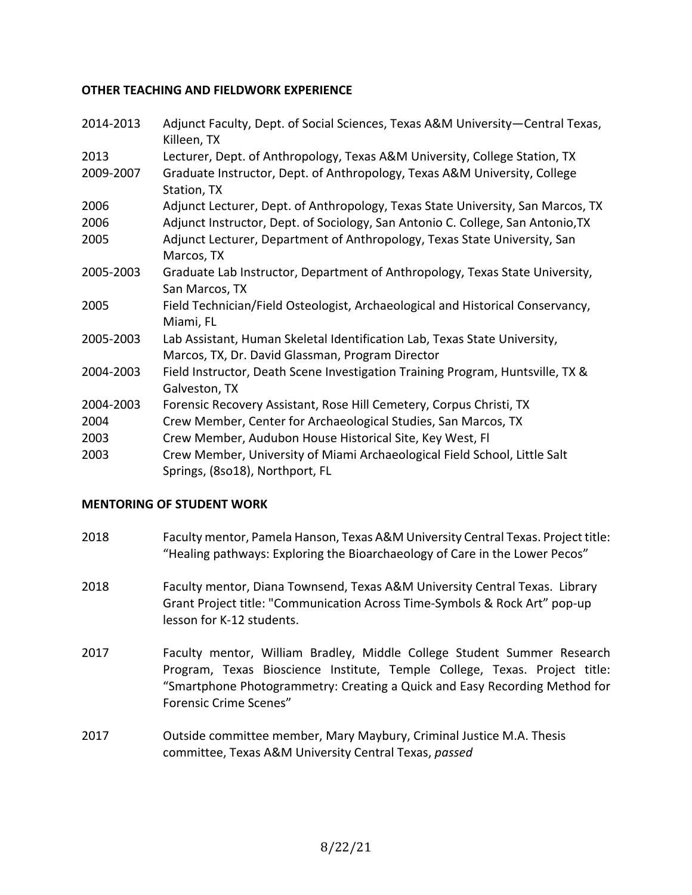## OTHER TEACHING AND FIELDWORK EXPERIENCE

2014-2013 Adjunct Faculty, Dept. of Social Sciences, Texas A&M University—Central Texas, Killeen, TX

2013 Lecturer, Dept. of Anthropology, Texas A&M University, College Station, TX

2009-2007 Graduate Instructor, Dept. of Anthropology, Texas A&M University, College Station, TX

2006 Adjunct Lecturer, Dept. of Anthropology, Texas State University, San Marcos, TX

2006 Adjunct Instructor, Dept. of Sociology, San Antonio C. College, San Antonio,TX

2005 Adjunct Lecturer, Department of Anthropology, Texas State University, San Marcos, TX

2005-2003 Graduate Lab Instructor, Department of Anthropology, Texas State University, San Marcos, TX

2005 Field Technician/Field Osteologist, Archaeological and Historical Conservancy, Miami, FL

2005-2003 Lab Assistant, Human Skeletal Identification Lab, Texas State University, Marcos, TX, Dr. David Glassman, Program Director

2004-2003 Field Instructor, Death Scene Investigation Training Program, Huntsville, TX & Galveston, TX

2004-2003 Forensic Recovery Assistant, Rose Hill Cemetery, Corpus Christi, TX

2004 Crew Member, Center for Archaeological Studies, San Marcos, TX

2003 Crew Member, Audubon House Historical Site, Key West, Fl

2003 Crew Member, University of Miami Archaeological Field School, Little Salt Springs, (8so18), Northport, FL

## MENTORING OF STUDENT WORK

2018 Faculty mentor, Pamela Hanson, Texas A&M University Central Texas. Project title: "Healing pathways: Exploring the Bioarchaeology of Care in the Lower Pecos"

2018 Faculty mentor, Diana Townsend, Texas A&M University Central Texas. Library Grant Project title: "Communication Across Time-Symbols & Rock Art" pop-up lesson for K-12 students.

2017 Faculty mentor, William Bradley, Middle College Student Summer Research Program, Texas Bioscience Institute, Temple College, Texas. Project title: "Smartphone Photogrammetry: Creating a Quick and Easy Recording Method for Forensic Crime Scenes"

2017 Outside committee member, Mary Maybury, Criminal Justice M.A. Thesis committee, Texas A&M University Central Texas, *passed*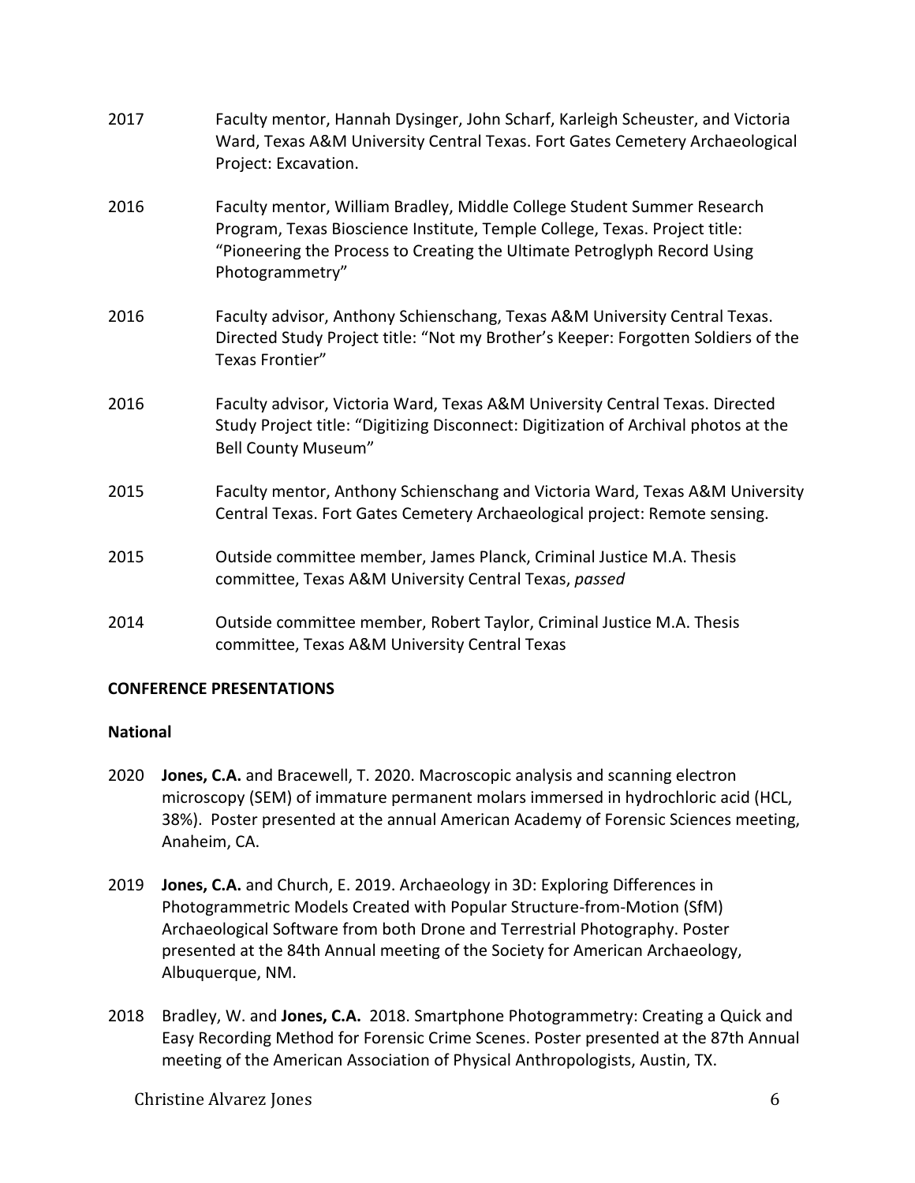2017 Faculty mentor, Hannah Dysinger, John Scharf, Karleigh Scheuster, and Victoria Ward, Texas A&M University Central Texas. Fort Gates Cemetery Archaeological Project: Excavation.

2016 Faculty mentor, William Bradley, Middle College Student Summer Research Program, Texas Bioscience Institute, Temple College, Texas. Project title: "Pioneering the Process to Creating the Ultimate Petroglyph Record Using Photogrammetry"

2016 Faculty advisor, Anthony Schienschang, Texas A&M University Central Texas. Directed Study Project title: "Not my Brother's Keeper: Forgotten Soldiers of the Texas Frontier"

2016 Faculty advisor, Victoria Ward, Texas A&M University Central Texas. Directed Study Project title: "Digitizing Disconnect: Digitization of Archival photos at the Bell County Museum"

2015 Faculty mentor, Anthony Schienschang and Victoria Ward, Texas A&M University Central Texas. Fort Gates Cemetery Archaeological project: Remote sensing.

2015 Outside committee member, James Planck, Criminal Justice M.A. Thesis committee, Texas A&M University Central Texas, *passed*

2014 Outside committee member, Robert Taylor, Criminal Justice M.A. Thesis committee, Texas A&M University Central Texas

## CONFERENCE PRESENTATIONS

### National

2020 **Jones, C.A.** and Bracewell, T. 2020. Macroscopic analysis and scanning electron microscopy (SEM) of immature permanent molars immersed in hydrochloric acid (HCL, 38%). Poster presented at the annual American Academy of Forensic Sciences meeting, Anaheim, CA.

2019 **Jones, C.A.** and Church, E. 2019. Archaeology in 3D: Exploring Differences in Photogrammetric Models Created with Popular Structure-from-Motion (SfM) Archaeological Software from both Drone and Terrestrial Photography. Poster presented at the 84th Annual meeting of the Society for American Archaeology, Albuquerque, NM.

2018 Bradley, W. and **Jones, C.A.** 2018. Smartphone Photogrammetry: Creating a Quick and Easy Recording Method for Forensic Crime Scenes. Poster presented at the 87th Annual meeting of the American Association of Physical Anthropologists, Austin, TX.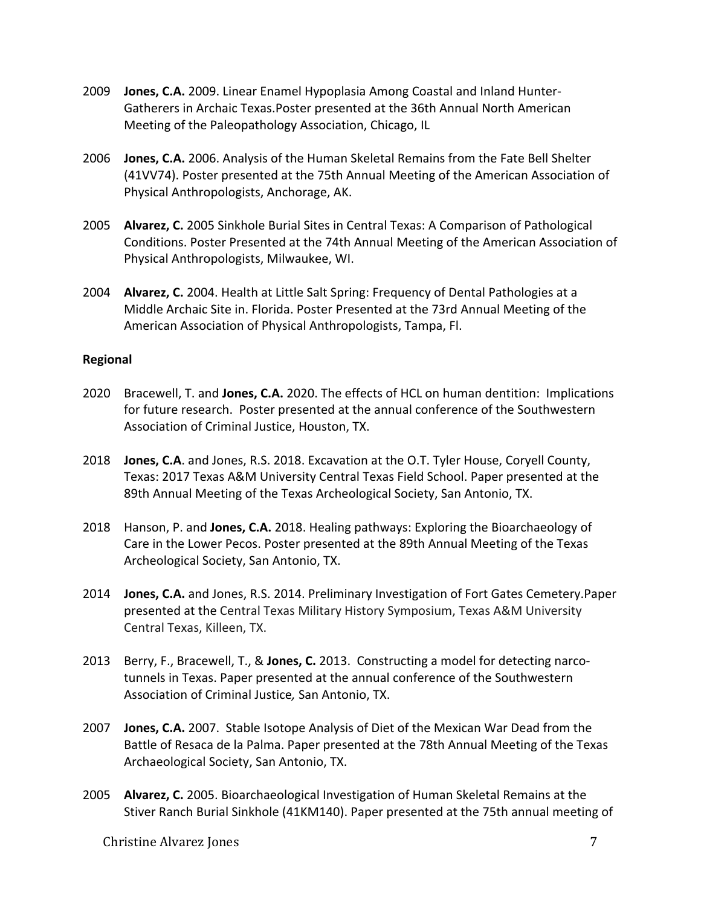2009 **Jones, C.A.** 2009. Linear Enamel Hypoplasia Among Coastal and Inland Hunter-Gatherers in Archaic Texas.Poster presented at the 36th Annual North American Meeting of the Paleopathology Association, Chicago, IL

2006 **Jones, C.A.** 2006. Analysis of the Human Skeletal Remains from the Fate Bell Shelter (41VV74). Poster presented at the 75th Annual Meeting of the American Association of Physical Anthropologists, Anchorage, AK.

2005 **Alvarez, C.** 2005 Sinkhole Burial Sites in Central Texas: A Comparison of Pathological Conditions. Poster Presented at the 74th Annual Meeting of the American Association of Physical Anthropologists, Milwaukee, WI.

2004 **Alvarez, C.** 2004. Health at Little Salt Spring: Frequency of Dental Pathologies at a Middle Archaic Site in. Florida. Poster Presented at the 73rd Annual Meeting of the American Association of Physical Anthropologists, Tampa, Fl.

**Regional**

2020 Bracewell, T. and **Jones, C.A.** 2020. The effects of HCL on human dentition: Implications for future research. Poster presented at the annual conference of the Southwestern Association of Criminal Justice, Houston, TX.

2018 **Jones, C.A**. and Jones, R.S. 2018. Excavation at the O.T. Tyler House, Coryell County, Texas: 2017 Texas A&M University Central Texas Field School. Paper presented at the 89th Annual Meeting of the Texas Archeological Society, San Antonio, TX.

2018 Hanson, P. and **Jones, C.A.** 2018. Healing pathways: Exploring the Bioarchaeology of Care in the Lower Pecos. Poster presented at the 89th Annual Meeting of the Texas Archeological Society, San Antonio, TX.

2014 **Jones, C.A.** and Jones, R.S. 2014. Preliminary Investigation of Fort Gates Cemetery.Paper presented at the Central Texas Military History Symposium, Texas A&M University Central Texas, Killeen, TX.

2013 Berry, F., Bracewell, T., & **Jones, C.** 2013. Constructing a model for detecting narco-tunnels in Texas. Paper presented at the annual conference of the Southwestern Association of Criminal Justice*,* San Antonio, TX.

2007 **Jones, C.A.** 2007. Stable Isotope Analysis of Diet of the Mexican War Dead from the Battle of Resaca de la Palma. Paper presented at the 78th Annual Meeting of the Texas Archaeological Society, San Antonio, TX.

2005 **Alvarez, C.** 2005. Bioarchaeological Investigation of Human Skeletal Remains at the Stiver Ranch Burial Sinkhole (41KM140). Paper presented at the 75th annual meeting of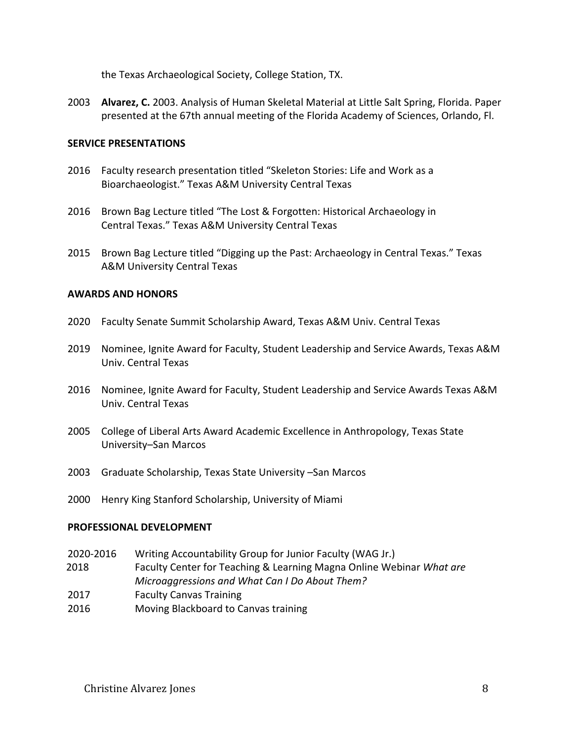the Texas Archaeological Society, College Station, TX.

2003 **Alvarez, C.** 2003. Analysis of Human Skeletal Material at Little Salt Spring, Florida. Paper presented at the 67th annual meeting of the Florida Academy of Sciences, Orlando, Fl.

**SERVICE PRESENTATIONS**

2016 Faculty research presentation titled "Skeleton Stories: Life and Work as a Bioarchaeologist." Texas A&M University Central Texas

2016 Brown Bag Lecture titled "The Lost & Forgotten: Historical Archaeology in Central Texas." Texas A&M University Central Texas

2015 Brown Bag Lecture titled "Digging up the Past: Archaeology in Central Texas." Texas A&M University Central Texas

**AWARDS AND HONORS**

2020 Faculty Senate Summit Scholarship Award, Texas A&M Univ. Central Texas

2019 Nominee, Ignite Award for Faculty, Student Leadership and Service Awards, Texas A&M Univ. Central Texas

2016 Nominee, Ignite Award for Faculty, Student Leadership and Service Awards Texas A&M Univ. Central Texas

2005 College of Liberal Arts Award Academic Excellence in Anthropology, Texas State University–San Marcos

2003 Graduate Scholarship, Texas State University –San Marcos

2000 Henry King Stanford Scholarship, University of Miami

**PROFESSIONAL DEVELOPMENT**

2020-2016 Writing Accountability Group for Junior Faculty (WAG Jr.)
2018 Faculty Center for Teaching & Learning Magna Online Webinar *What are Microaggressions and What Can I Do About Them?*
2017 Faculty Canvas Training
2016 Moving Blackboard to Canvas training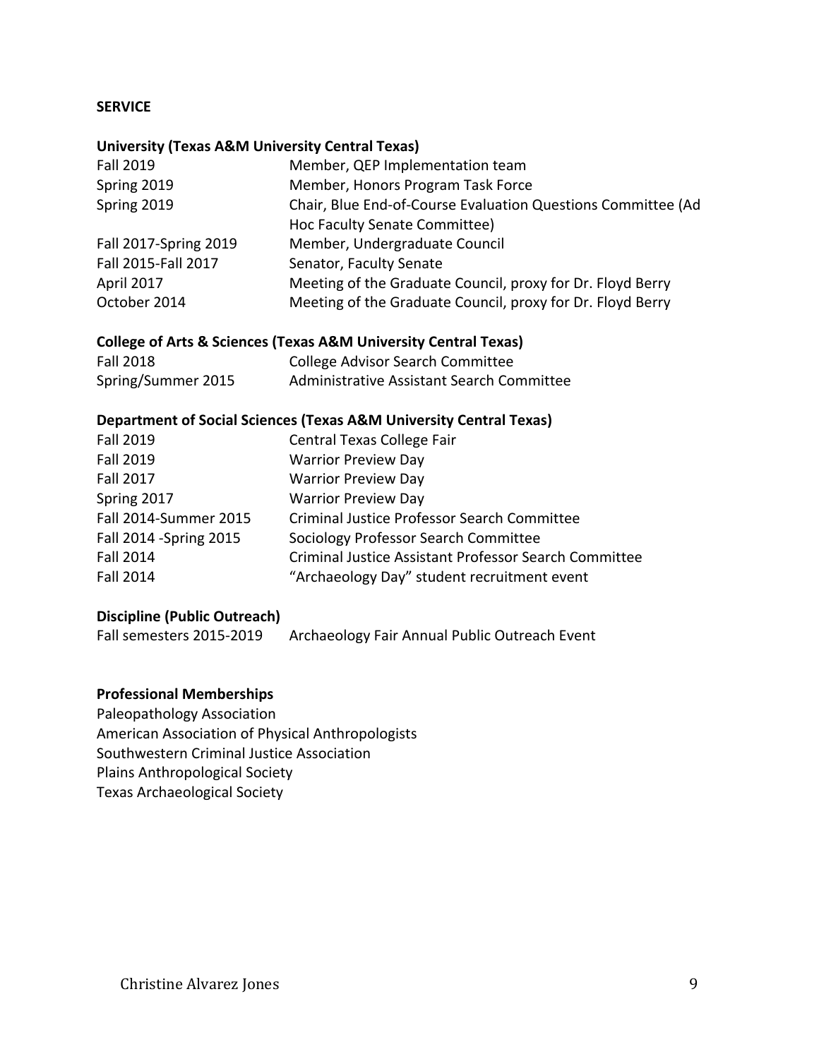## SERVICE

### University (Texas A&M University Central Texas)

| | |
|---|---|
| Fall 2019 | Member, QEP Implementation team |
| Spring 2019 | Member, Honors Program Task Force |
| Spring 2019 | Chair, Blue End-of-Course Evaluation Questions Committee (Ad Hoc Faculty Senate Committee) |
| Fall 2017-Spring 2019 | Member, Undergraduate Council |
| Fall 2015-Fall 2017 | Senator, Faculty Senate |
| April 2017 | Meeting of the Graduate Council, proxy for Dr. Floyd Berry |
| October 2014 | Meeting of the Graduate Council, proxy for Dr. Floyd Berry |

### College of Arts & Sciences (Texas A&M University Central Texas)

| | |
|---|---|
| Fall 2018 | College Advisor Search Committee |
| Spring/Summer 2015 | Administrative Assistant Search Committee |

### Department of Social Sciences (Texas A&M University Central Texas)

| | |
|---|---|
| Fall 2019 | Central Texas College Fair |
| Fall 2019 | Warrior Preview Day |
| Fall 2017 | Warrior Preview Day |
| Spring 2017 | Warrior Preview Day |
| Fall 2014-Summer 2015 | Criminal Justice Professor Search Committee |
| Fall 2014 -Spring 2015 | Sociology Professor Search Committee |
| Fall 2014 | Criminal Justice Assistant Professor Search Committee |
| Fall 2014 | "Archaeology Day" student recruitment event |

### Discipline (Public Outreach)

| | |
|---|---|
| Fall semesters 2015-2019 | Archaeology Fair Annual Public Outreach Event |

### Professional Memberships

Paleopathology Association
American Association of Physical Anthropologists
Southwestern Criminal Justice Association
Plains Anthropological Society
Texas Archaeological Society